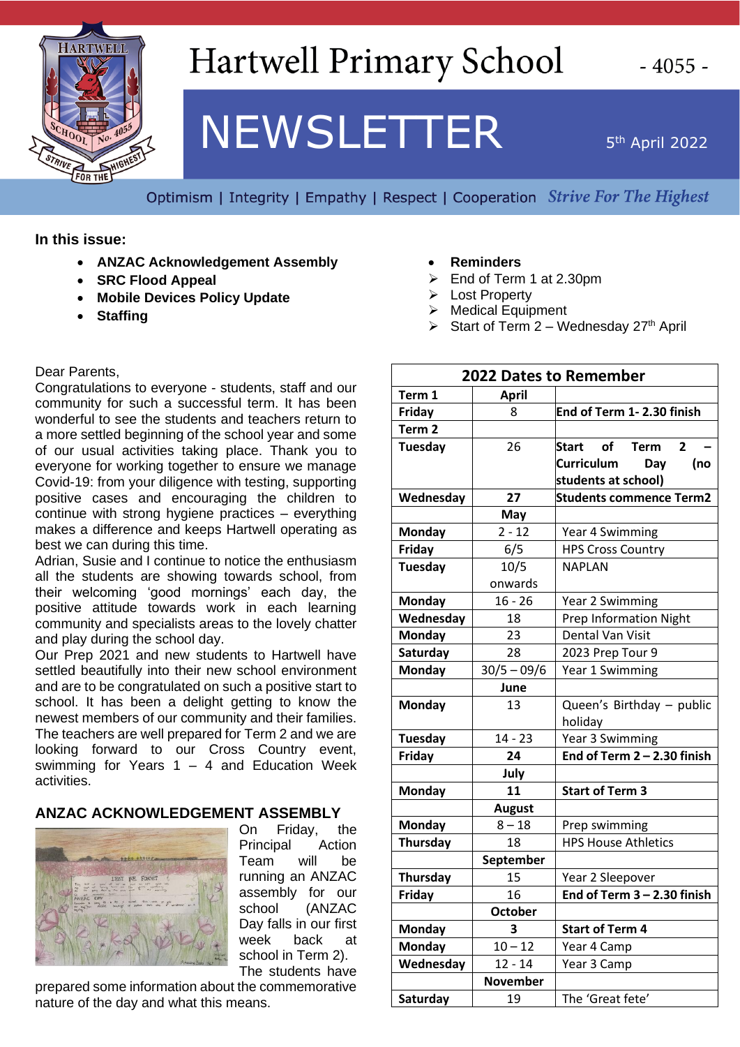# Hartwell Primary School

- 4055 -

# NEWSLETTER

5th April 2022

Optimism | Integrity | Empathy | Respect | Cooperation *Strive For The Highest*

**In this issue:**

- **ANZAC Acknowledgement Assembly**
- **SRC Flood Appeal**
- **Mobile Devices Policy Update**
- **Staffing**
- **Reminders**
  - End of Term 1 at 2.30pm
  - Lost Property
  - Medical Equipment
  - Start of Term 2 – Wednesday 27th April

Dear Parents,

Congratulations to everyone - students, staff and our community for such a successful term. It has been wonderful to see the students and teachers return to a more settled beginning of the school year and some of our usual activities taking place. Thank you to everyone for working together to ensure we manage Covid-19: from your diligence with testing, supporting positive cases and encouraging the children to continue with strong hygiene practices – everything makes a difference and keeps Hartwell operating as best we can during this time.

Adrian, Susie and I continue to notice the enthusiasm all the students are showing towards school, from their welcoming 'good mornings' each day, the positive attitude towards work in each learning community and specialists areas to the lovely chatter and play during the school day.

Our Prep 2021 and new students to Hartwell have settled beautifully into their new school environment and are to be congratulated on such a positive start to school. It has been a delight getting to know the newest members of our community and their families. The teachers are well prepared for Term 2 and we are looking forward to our Cross Country event, swimming for Years 1 – 4 and Education Week activities.

## ANZAC ACKNOWLEDGEMENT ASSEMBLY

On Friday, the Principal Action Team will be running an ANZAC assembly for our school (ANZAC Day falls in our first week back at school in Term 2). The students have prepared some information about the commemorative nature of the day and what this means.

| 2022 Dates to Remember | | |
|---|---|---|
| **Term 1** | **April** | |
| **Friday** | 8 | **End of Term 1- 2.30 finish** |
| **Term 2** | | |
| **Tuesday** | 26 | **Start of Term 2 – Curriculum Day (no students at school)** |
| **Wednesday** | **27** | **Students commence Term2** |
| | **May** | |
| **Monday** | 2 - 12 | Year 4 Swimming |
| **Friday** | 6/5 | HPS Cross Country |
| **Tuesday** | 10/5 onwards | NAPLAN |
| **Monday** | 16 - 26 | Year 2 Swimming |
| **Wednesday** | 18 | Prep Information Night |
| **Monday** | 23 | Dental Van Visit |
| **Saturday** | 28 | 2023 Prep Tour 9 |
| **Monday** | 30/5 – 09/6 | Year 1 Swimming |
| | **June** | |
| **Monday** | 13 | Queen's Birthday – public holiday |
| **Tuesday** | 14 - 23 | Year 3 Swimming |
| **Friday** | **24** | **End of Term 2 – 2.30 finish** |
| | **July** | |
| **Monday** | **11** | **Start of Term 3** |
| | **August** | |
| **Monday** | 8 – 18 | Prep swimming |
| **Thursday** | 18 | HPS House Athletics |
| | **September** | |
| **Thursday** | 15 | Year 2 Sleepover |
| **Friday** | 16 | **End of Term 3 – 2.30 finish** |
| | **October** | |
| **Monday** | **3** | **Start of Term 4** |
| **Monday** | 10 – 12 | Year 4 Camp |
| **Wednesday** | 12 - 14 | Year 3 Camp |
| | **November** | |
| **Saturday** | 19 | The 'Great fete' |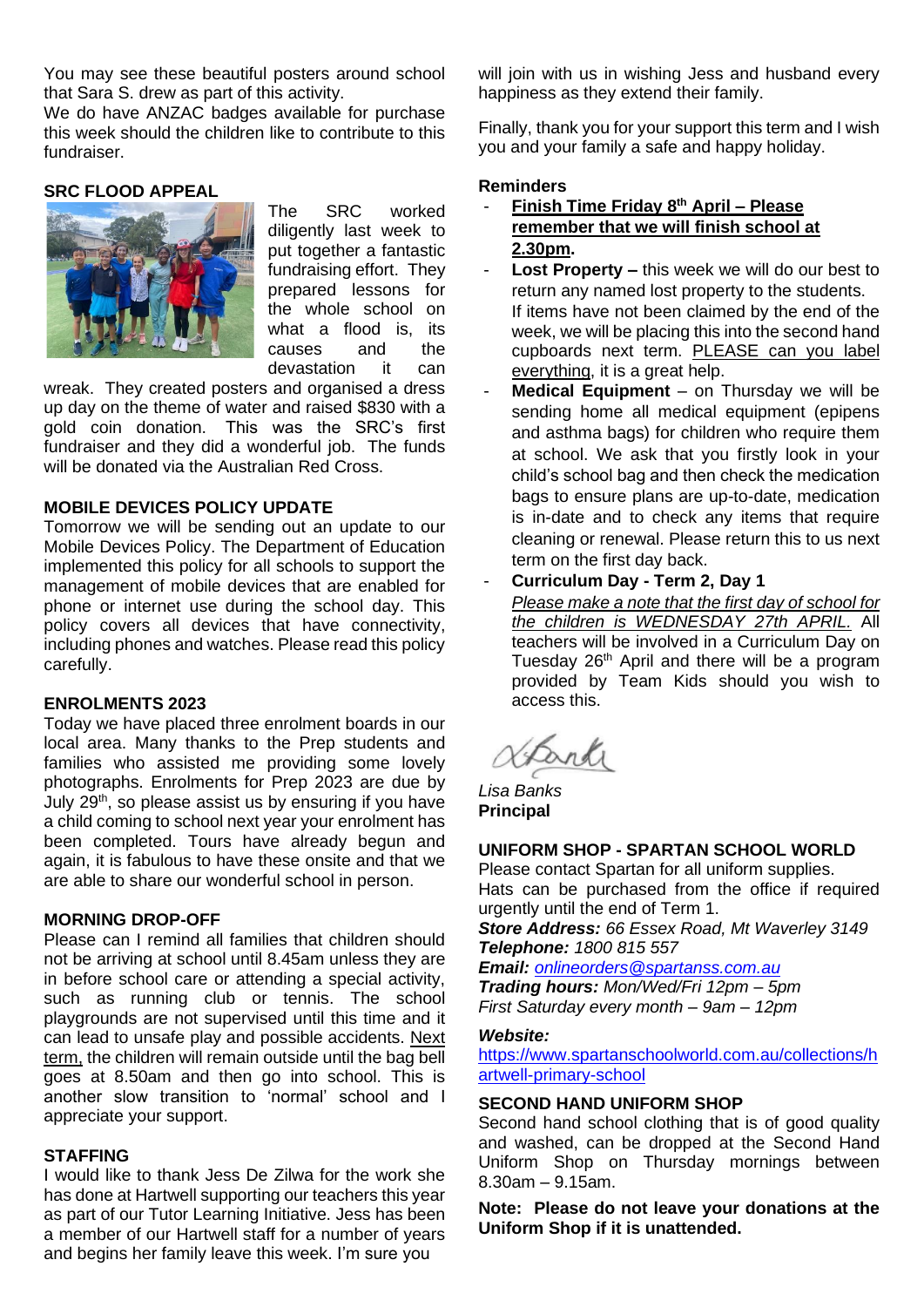You may see these beautiful posters around school that Sara S. drew as part of this activity.
We do have ANZAC badges available for purchase this week should the children like to contribute to this fundraiser.

**SRC FLOOD APPEAL**

The SRC worked diligently last week to put together a fantastic fundraising effort. They prepared lessons for the whole school on what a flood is, its causes and the devastation it can wreak. They created posters and organised a dress up day on the theme of water and raised $830 with a gold coin donation. This was the SRC's first fundraiser and they did a wonderful job. The funds will be donated via the Australian Red Cross.

**MOBILE DEVICES POLICY UPDATE**

Tomorrow we will be sending out an update to our Mobile Devices Policy. The Department of Education implemented this policy for all schools to support the management of mobile devices that are enabled for phone or internet use during the school day. This policy covers all devices that have connectivity, including phones and watches. Please read this policy carefully.

**ENROLMENTS 2023**

Today we have placed three enrolment boards in our local area. Many thanks to the Prep students and families who assisted me providing some lovely photographs. Enrolments for Prep 2023 are due by July 29th, so please assist us by ensuring if you have a child coming to school next year your enrolment has been completed. Tours have already begun and again, it is fabulous to have these onsite and that we are able to share our wonderful school in person.

**MORNING DROP-OFF**

Please can I remind all families that children should not be arriving at school until 8.45am unless they are in before school care or attending a special activity, such as running club or tennis. The school playgrounds are not supervised until this time and it can lead to unsafe play and possible accidents. Next term, the children will remain outside until the bag bell goes at 8.50am and then go into school. This is another slow transition to 'normal' school and I appreciate your support.

**STAFFING**

I would like to thank Jess De Zilwa for the work she has done at Hartwell supporting our teachers this year as part of our Tutor Learning Initiative. Jess has been a member of our Hartwell staff for a number of years and begins her family leave this week. I'm sure you will join with us in wishing Jess and husband every happiness as they extend their family.

Finally, thank you for your support this term and I wish you and your family a safe and happy holiday.

**Reminders**

- **Finish Time Friday 8th April – Please remember that we will finish school at 2.30pm.**
- **Lost Property –** this week we will do our best to return any named lost property to the students. If items have not been claimed by the end of the week, we will be placing this into the second hand cupboards next term. PLEASE can you label everything, it is a great help.
- **Medical Equipment** – on Thursday we will be sending home all medical equipment (epipens and asthma bags) for children who require them at school. We ask that you firstly look in your child's school bag and then check the medication bags to ensure plans are up-to-date, medication is in-date and to check any items that require cleaning or renewal. Please return this to us next term on the first day back.
- **Curriculum Day - Term 2, Day 1**
  *Please make a note that the first day of school for the children is WEDNESDAY 27th APRIL.* All teachers will be involved in a Curriculum Day on Tuesday 26th April and there will be a program provided by Team Kids should you wish to access this.

*Lisa Banks*
**Principal**

**UNIFORM SHOP - SPARTAN SCHOOL WORLD**

Please contact Spartan for all uniform supplies.
Hats can be purchased from the office if required urgently until the end of Term 1.
***Store Address:*** *66 Essex Road, Mt Waverley 3149*
***Telephone:*** *1800 815 557*
***Email:*** *onlineorders@spartanss.com.au*
***Trading hours:*** *Mon/Wed/Fri 12pm – 5pm*
*First Saturday every month – 9am – 12pm*

***Website:***
https://www.spartanschoolworld.com.au/collections/hartwell-primary-school

**SECOND HAND UNIFORM SHOP**

Second hand school clothing that is of good quality and washed, can be dropped at the Second Hand Uniform Shop on Thursday mornings between 8.30am – 9.15am.

**Note: Please do not leave your donations at the Uniform Shop if it is unattended.**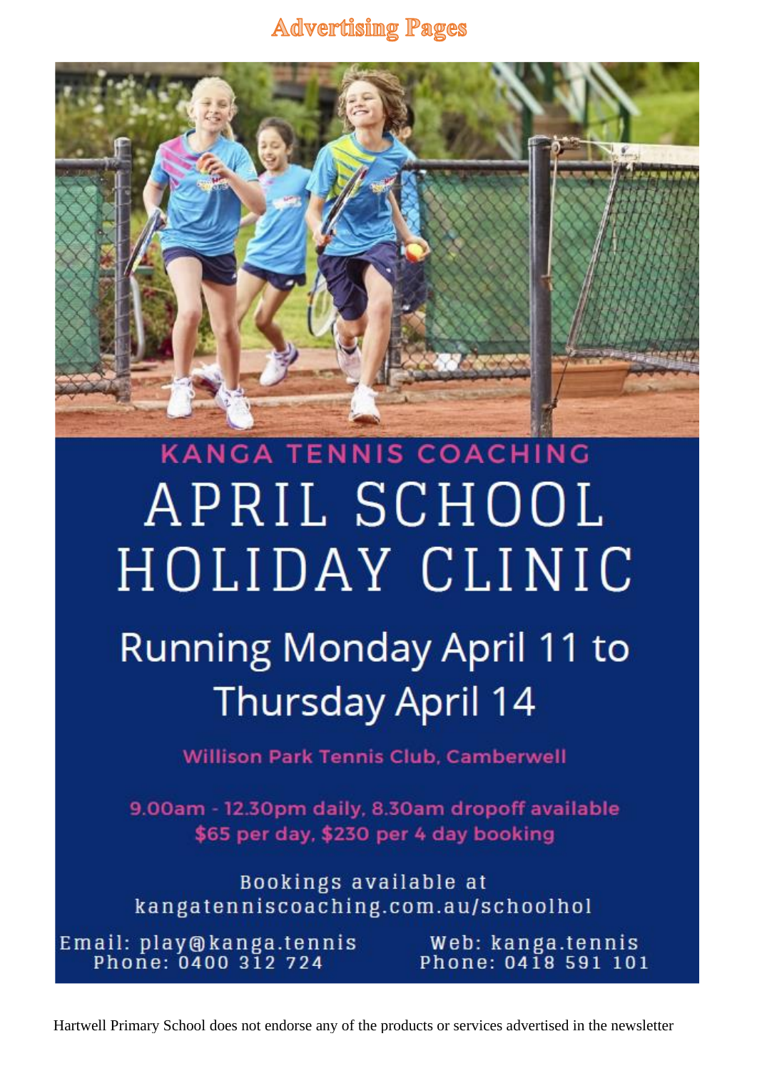# Advertising Pages

## KANGA TENNIS COACHING

# APRIL SCHOOL HOLIDAY CLINIC

## Running Monday April 11 to Thursday April 14

**Willison Park Tennis Club, Camberwell**

**9.00am - 12.30pm daily, 8.30am dropoff available**
**$65 per day, $230 per 4 day booking**

Bookings available at
kangatenniscoaching.com.au/schoolhol

Email: play@kanga.tennis
Phone: 0400 312 724

Web: kanga.tennis
Phone: 0418 591 101

Hartwell Primary School does not endorse any of the products or services advertised in the newsletter